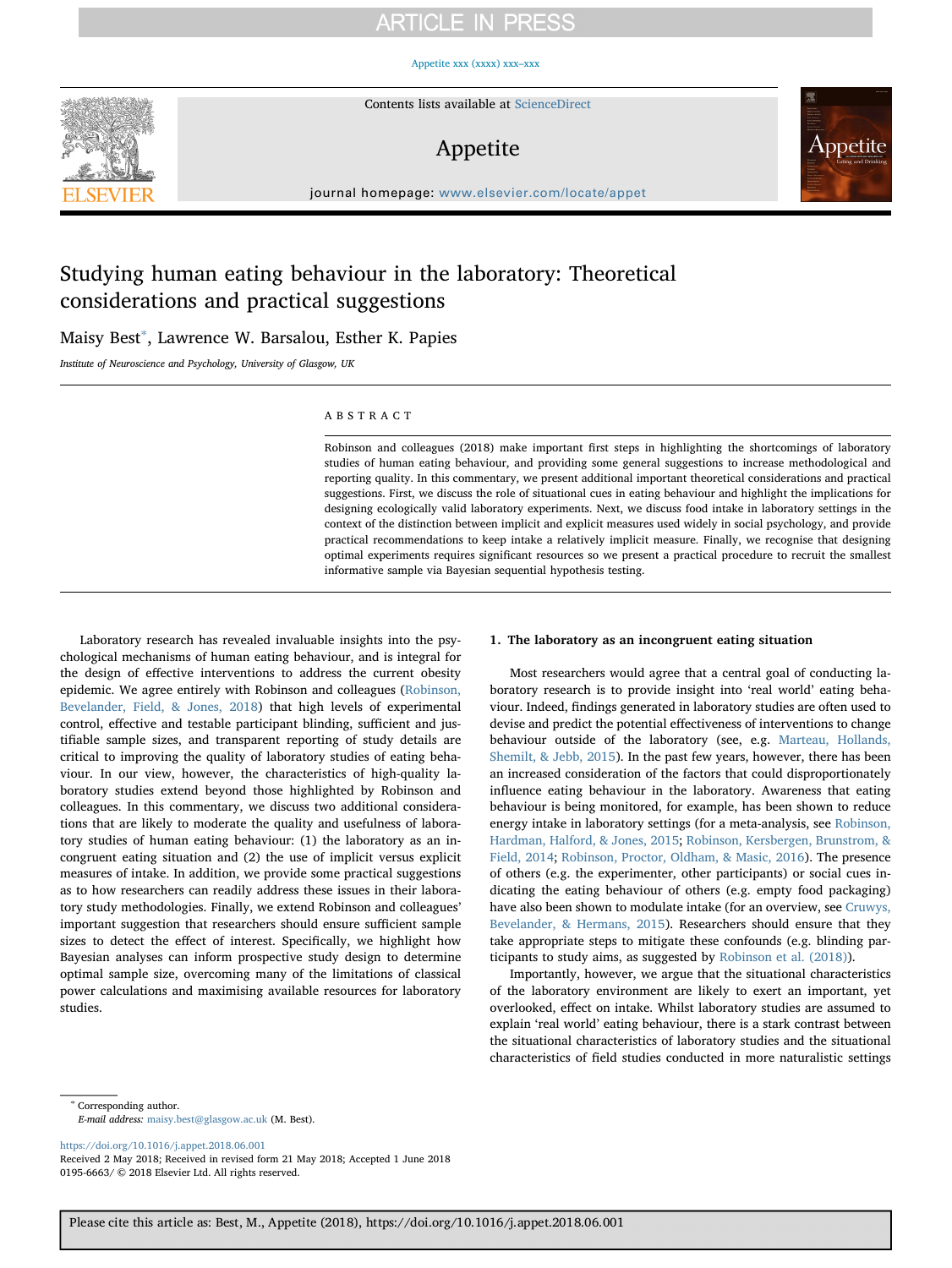# Studying human eating behaviour in the laboratory: Theoretical considerations and practical suggestions

Maisy Best*, Lawrence W. Barsalou, Esther K. Papies

*Institute of Neuroscience and Psychology, University of Glasgow, UK*

## ABSTRACT

Robinson and colleagues (2018) make important first steps in highlighting the shortcomings of laboratory studies of human eating behaviour, and providing some general suggestions to increase methodological and reporting quality. In this commentary, we present additional important theoretical considerations and practical suggestions. First, we discuss the role of situational cues in eating behaviour and highlight the implications for designing ecologically valid laboratory experiments. Next, we discuss food intake in laboratory settings in the context of the distinction between implicit and explicit measures used widely in social psychology, and provide practical recommendations to keep intake a relatively implicit measure. Finally, we recognise that designing optimal experiments requires significant resources so we present a practical procedure to recruit the smallest informative sample via Bayesian sequential hypothesis testing.

Laboratory research has revealed invaluable insights into the psychological mechanisms of human eating behaviour, and is integral for the design of effective interventions to address the current obesity epidemic. We agree entirely with Robinson and colleagues (Robinson, Bevelander, Field, & Jones, 2018) that high levels of experimental control, effective and testable participant blinding, sufficient and justifiable sample sizes, and transparent reporting of study details are critical to improving the quality of laboratory studies of eating behaviour. In our view, however, the characteristics of high-quality laboratory studies extend beyond those highlighted by Robinson and colleagues. In this commentary, we discuss two additional considerations that are likely to moderate the quality and usefulness of laboratory studies of human eating behaviour: (1) the laboratory as an incongruent eating situation and (2) the use of implicit versus explicit measures of intake. In addition, we provide some practical suggestions as to how researchers can readily address these issues in their laboratory study methodologies. Finally, we extend Robinson and colleagues' important suggestion that researchers should ensure sufficient sample sizes to detect the effect of interest. Specifically, we highlight how Bayesian analyses can inform prospective study design to determine optimal sample size, overcoming many of the limitations of classical power calculations and maximising available resources for laboratory studies.

## 1. The laboratory as an incongruent eating situation

Most researchers would agree that a central goal of conducting laboratory research is to provide insight into 'real world' eating behaviour. Indeed, findings generated in laboratory studies are often used to devise and predict the potential effectiveness of interventions to change behaviour outside of the laboratory (see, e.g. Marteau, Hollands, Shemilt, & Jebb, 2015). In the past few years, however, there has been an increased consideration of the factors that could disproportionately influence eating behaviour in the laboratory. Awareness that eating behaviour is being monitored, for example, has been shown to reduce energy intake in laboratory settings (for a meta-analysis, see Robinson, Hardman, Halford, & Jones, 2015; Robinson, Kersbergen, Brunstrom, & Field, 2014; Robinson, Proctor, Oldham, & Masic, 2016). The presence of others (e.g. the experimenter, other participants) or social cues indicating the eating behaviour of others (e.g. empty food packaging) have also been shown to modulate intake (for an overview, see Cruwys, Bevelander, & Hermans, 2015). Researchers should ensure that they take appropriate steps to mitigate these confounds (e.g. blinding participants to study aims, as suggested by Robinson et al. (2018)).

Importantly, however, we argue that the situational characteristics of the laboratory environment are likely to exert an important, yet overlooked, effect on intake. Whilst laboratory studies are assumed to explain 'real world' eating behaviour, there is a stark contrast between the situational characteristics of laboratory studies and the situational characteristics of field studies conducted in more naturalistic settings

\* Corresponding author.
*E-mail address:* maisy.best@glasgow.ac.uk (M. Best).

https://doi.org/10.1016/j.appet.2018.06.001
Received 2 May 2018; Received in revised form 21 May 2018; Accepted 1 June 2018
0195-6663/ © 2018 Elsevier Ltd. All rights reserved.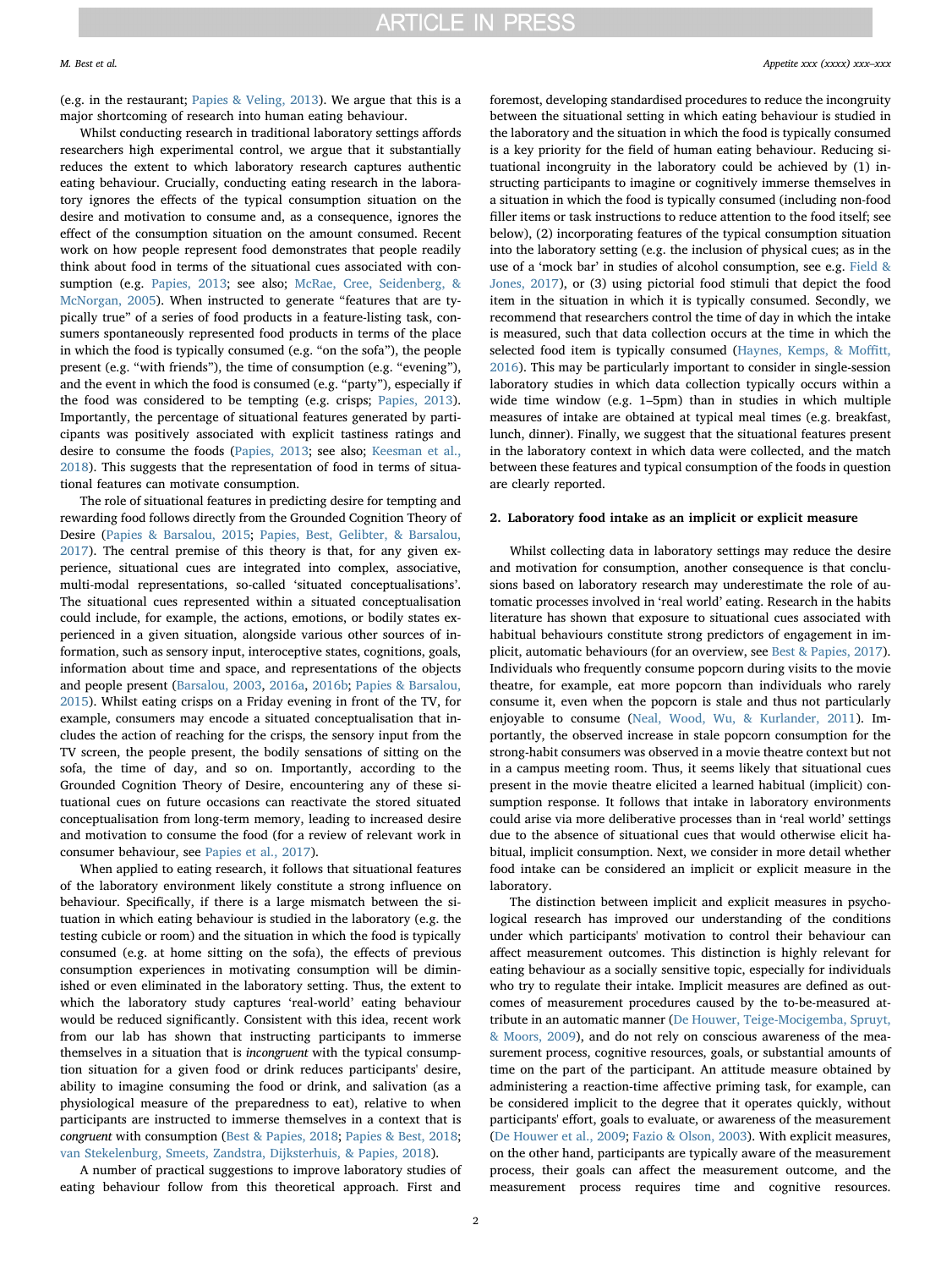(e.g. in the restaurant; Papies & Veling, 2013). We argue that this is a major shortcoming of research into human eating behaviour.

Whilst conducting research in traditional laboratory settings affords researchers high experimental control, we argue that it substantially reduces the extent to which laboratory research captures authentic eating behaviour. Crucially, conducting eating research in the laboratory ignores the effects of the typical consumption situation on the desire and motivation to consume and, as a consequence, ignores the effect of the consumption situation on the amount consumed. Recent work on how people represent food demonstrates that people readily think about food in terms of the situational cues associated with consumption (e.g. Papies, 2013; see also; McRae, Cree, Seidenberg, & McNorgan, 2005). When instructed to generate "features that are typically true" of a series of food products in a feature-listing task, consumers spontaneously represented food products in terms of the place in which the food is typically consumed (e.g. "on the sofa"), the people present (e.g. "with friends"), the time of consumption (e.g. "evening"), and the event in which the food is consumed (e.g. "party"), especially if the food was considered to be tempting (e.g. crisps; Papies, 2013). Importantly, the percentage of situational features generated by participants was positively associated with explicit tastiness ratings and desire to consume the foods (Papies, 2013; see also; Keesman et al., 2018). This suggests that the representation of food in terms of situational features can motivate consumption.

The role of situational features in predicting desire for tempting and rewarding food follows directly from the Grounded Cognition Theory of Desire (Papies & Barsalou, 2015; Papies, Best, Gelibter, & Barsalou, 2017). The central premise of this theory is that, for any given experience, situational cues are integrated into complex, associative, multi-modal representations, so-called 'situated conceptualisations'. The situational cues represented within a situated conceptualisation could include, for example, the actions, emotions, or bodily states experienced in a given situation, alongside various other sources of information, such as sensory input, interoceptive states, cognitions, goals, information about time and space, and representations of the objects and people present (Barsalou, 2003, 2016a, 2016b; Papies & Barsalou, 2015). Whilst eating crisps on a Friday evening in front of the TV, for example, consumers may encode a situated conceptualisation that includes the action of reaching for the crisps, the sensory input from the TV screen, the people present, the bodily sensations of sitting on the sofa, the time of day, and so on. Importantly, according to the Grounded Cognition Theory of Desire, encountering any of these situational cues on future occasions can reactivate the stored situated conceptualisation from long-term memory, leading to increased desire and motivation to consume the food (for a review of relevant work in consumer behaviour, see Papies et al., 2017).

When applied to eating research, it follows that situational features of the laboratory environment likely constitute a strong influence on behaviour. Specifically, if there is a large mismatch between the situation in which eating behaviour is studied in the laboratory (e.g. the testing cubicle or room) and the situation in which the food is typically consumed (e.g. at home sitting on the sofa), the effects of previous consumption experiences in motivating consumption will be diminished or even eliminated in the laboratory setting. Thus, the extent to which the laboratory study captures 'real-world' eating behaviour would be reduced significantly. Consistent with this idea, recent work from our lab has shown that instructing participants to immerse themselves in a situation that is *incongruent* with the typical consumption situation for a given food or drink reduces participants' desire, ability to imagine consuming the food or drink, and salivation (as a physiological measure of the preparedness to eat), relative to when participants are instructed to immerse themselves in a context that is *congruent* with consumption (Best & Papies, 2018; Papies & Best, 2018; van Stekelenburg, Smeets, Zandstra, Dijksterhuis, & Papies, 2018).

A number of practical suggestions to improve laboratory studies of eating behaviour follow from this theoretical approach. First and foremost, developing standardised procedures to reduce the incongruity between the situational setting in which eating behaviour is studied in the laboratory and the situation in which the food is typically consumed is a key priority for the field of human eating behaviour. Reducing situational incongruity in the laboratory could be achieved by (1) instructing participants to imagine or cognitively immerse themselves in a situation in which the food is typically consumed (including non-food filler items or task instructions to reduce attention to the food itself; see below), (2) incorporating features of the typical consumption situation into the laboratory setting (e.g. the inclusion of physical cues; as in the use of a 'mock bar' in studies of alcohol consumption, see e.g. Field & Jones, 2017), or (3) using pictorial food stimuli that depict the food item in the situation in which it is typically consumed. Secondly, we recommend that researchers control the time of day in which the intake is measured, such that data collection occurs at the time in which the selected food item is typically consumed (Haynes, Kemps, & Moffitt, 2016). This may be particularly important to consider in single-session laboratory studies in which data collection typically occurs within a wide time window (e.g. 1–5pm) than in studies in which multiple measures of intake are obtained at typical meal times (e.g. breakfast, lunch, dinner). Finally, we suggest that the situational features present in the laboratory context in which data were collected, and the match between these features and typical consumption of the foods in question are clearly reported.

## 2. Laboratory food intake as an implicit or explicit measure

Whilst collecting data in laboratory settings may reduce the desire and motivation for consumption, another consequence is that conclusions based on laboratory research may underestimate the role of automatic processes involved in 'real world' eating. Research in the habits literature has shown that exposure to situational cues associated with habitual behaviours constitute strong predictors of engagement in implicit, automatic behaviours (for an overview, see Best & Papies, 2017). Individuals who frequently consume popcorn during visits to the movie theatre, for example, eat more popcorn than individuals who rarely consume it, even when the popcorn is stale and thus not particularly enjoyable to consume (Neal, Wood, Wu, & Kurlander, 2011). Importantly, the observed increase in stale popcorn consumption for the strong-habit consumers was observed in a movie theatre context but not in a campus meeting room. Thus, it seems likely that situational cues present in the movie theatre elicited a learned habitual (implicit) consumption response. It follows that intake in laboratory environments could arise via more deliberative processes than in 'real world' settings due to the absence of situational cues that would otherwise elicit habitual, implicit consumption. Next, we consider in more detail whether food intake can be considered an implicit or explicit measure in the laboratory.

The distinction between implicit and explicit measures in psychological research has improved our understanding of the conditions under which participants' motivation to control their behaviour can affect measurement outcomes. This distinction is highly relevant for eating behaviour as a socially sensitive topic, especially for individuals who try to regulate their intake. Implicit measures are defined as outcomes of measurement procedures caused by the to-be-measured attribute in an automatic manner (De Houwer, Teige-Mocigemba, Spruyt, & Moors, 2009), and do not rely on conscious awareness of the measurement process, cognitive resources, goals, or substantial amounts of time on the part of the participant. An attitude measure obtained by administering a reaction-time affective priming task, for example, can be considered implicit to the degree that it operates quickly, without participants' effort, goals to evaluate, or awareness of the measurement (De Houwer et al., 2009; Fazio & Olson, 2003). With explicit measures, on the other hand, participants are typically aware of the measurement process, their goals can affect the measurement outcome, and the measurement process requires time and cognitive resources.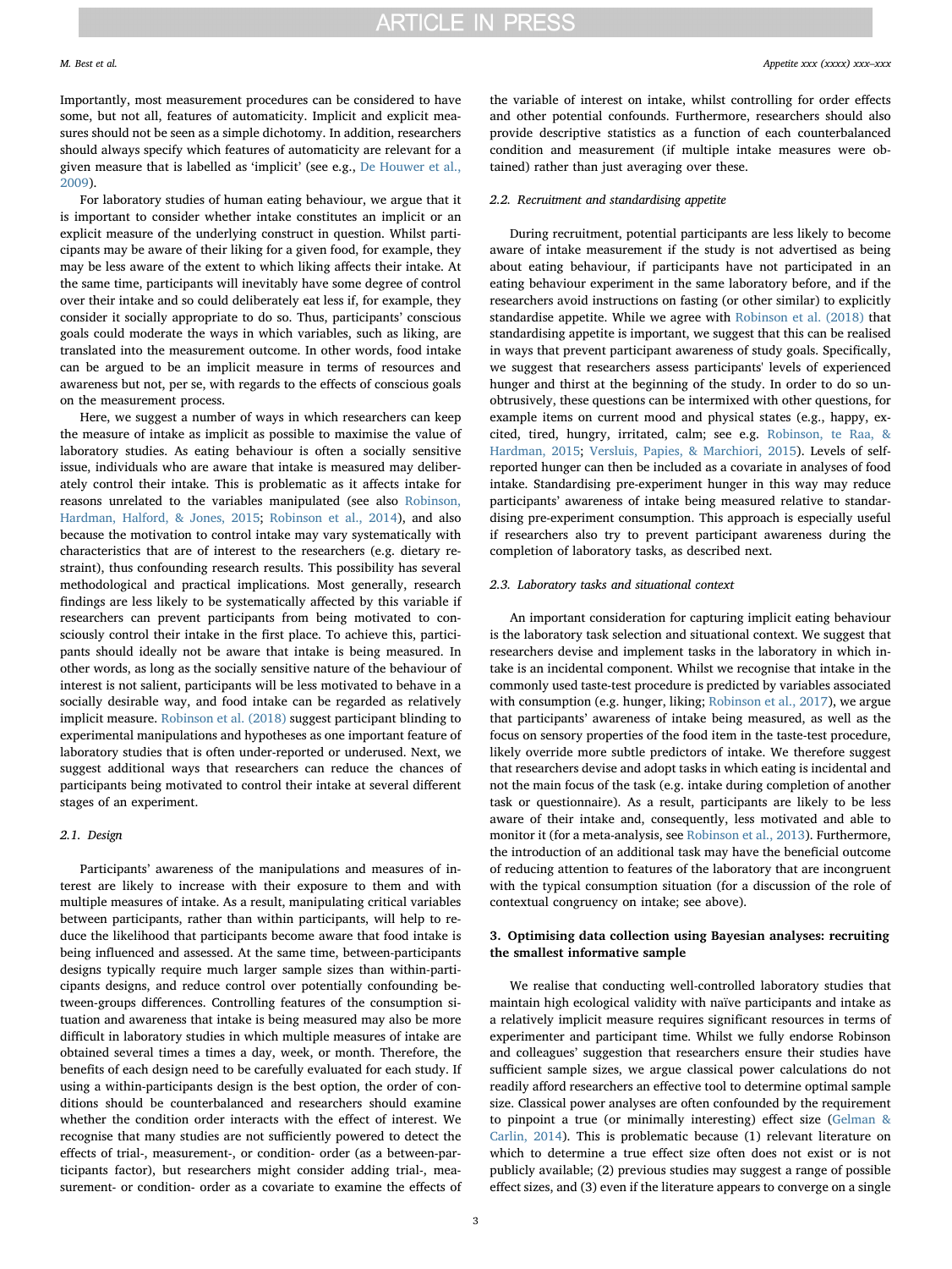Importantly, most measurement procedures can be considered to have some, but not all, features of automaticity. Implicit and explicit measures should not be seen as a simple dichotomy. In addition, researchers should always specify which features of automaticity are relevant for a given measure that is labelled as 'implicit' (see e.g., De Houwer et al., 2009).

For laboratory studies of human eating behaviour, we argue that it is important to consider whether intake constitutes an implicit or an explicit measure of the underlying construct in question. Whilst participants may be aware of their liking for a given food, for example, they may be less aware of the extent to which liking affects their intake. At the same time, participants will inevitably have some degree of control over their intake and so could deliberately eat less if, for example, they consider it socially appropriate to do so. Thus, participants' conscious goals could moderate the ways in which variables, such as liking, are translated into the measurement outcome. In other words, food intake can be argued to be an implicit measure in terms of resources and awareness but not, per se, with regards to the effects of conscious goals on the measurement process.

Here, we suggest a number of ways in which researchers can keep the measure of intake as implicit as possible to maximise the value of laboratory studies. As eating behaviour is often a socially sensitive issue, individuals who are aware that intake is measured may deliberately control their intake. This is problematic as it affects intake for reasons unrelated to the variables manipulated (see also Robinson, Hardman, Halford, & Jones, 2015; Robinson et al., 2014), and also because the motivation to control intake may vary systematically with characteristics that are of interest to the researchers (e.g. dietary restraint), thus confounding research results. This possibility has several methodological and practical implications. Most generally, research findings are less likely to be systematically affected by this variable if researchers can prevent participants from being motivated to consciously control their intake in the first place. To achieve this, participants should ideally not be aware that intake is being measured. In other words, as long as the socially sensitive nature of the behaviour of interest is not salient, participants will be less motivated to behave in a socially desirable way, and food intake can be regarded as relatively implicit measure. Robinson et al. (2018) suggest participant blinding to experimental manipulations and hypotheses as one important feature of laboratory studies that is often under-reported or underused. Next, we suggest additional ways that researchers can reduce the chances of participants being motivated to control their intake at several different stages of an experiment.

### 2.1. Design

Participants' awareness of the manipulations and measures of interest are likely to increase with their exposure to them and with multiple measures of intake. As a result, manipulating critical variables between participants, rather than within participants, will help to reduce the likelihood that participants become aware that food intake is being influenced and assessed. At the same time, between-participants designs typically require much larger sample sizes than within-participants designs, and reduce control over potentially confounding between-groups differences. Controlling features of the consumption situation and awareness that intake is being measured may also be more difficult in laboratory studies in which multiple measures of intake are obtained several times a times a day, week, or month. Therefore, the benefits of each design need to be carefully evaluated for each study. If using a within-participants design is the best option, the order of conditions should be counterbalanced and researchers should examine whether the condition order interacts with the effect of interest. We recognise that many studies are not sufficiently powered to detect the effects of trial-, measurement-, or condition- order (as a between-participants factor), but researchers might consider adding trial-, measurement- or condition- order as a covariate to examine the effects of the variable of interest on intake, whilst controlling for order effects and other potential confounds. Furthermore, researchers should also provide descriptive statistics as a function of each counterbalanced condition and measurement (if multiple intake measures were obtained) rather than just averaging over these.

### 2.2. Recruitment and standardising appetite

During recruitment, potential participants are less likely to become aware of intake measurement if the study is not advertised as being about eating behaviour, if participants have not participated in an eating behaviour experiment in the same laboratory before, and if the researchers avoid instructions on fasting (or other similar) to explicitly standardise appetite. While we agree with Robinson et al. (2018) that standardising appetite is important, we suggest that this can be realised in ways that prevent participant awareness of study goals. Specifically, we suggest that researchers assess participants' levels of experienced hunger and thirst at the beginning of the study. In order to do so unobtrusively, these questions can be intermixed with other questions, for example items on current mood and physical states (e.g., happy, excited, tired, hungry, irritated, calm; see e.g. Robinson, te Raa, & Hardman, 2015; Versluis, Papies, & Marchiori, 2015). Levels of self-reported hunger can then be included as a covariate in analyses of food intake. Standardising pre-experiment hunger in this way may reduce participants' awareness of intake being measured relative to standardising pre-experiment consumption. This approach is especially useful if researchers also try to prevent participant awareness during the completion of laboratory tasks, as described next.

### 2.3. Laboratory tasks and situational context

An important consideration for capturing implicit eating behaviour is the laboratory task selection and situational context. We suggest that researchers devise and implement tasks in the laboratory in which intake is an incidental component. Whilst we recognise that intake in the commonly used taste-test procedure is predicted by variables associated with consumption (e.g. hunger, liking; Robinson et al., 2017), we argue that participants' awareness of intake being measured, as well as the focus on sensory properties of the food item in the taste-test procedure, likely override more subtle predictors of intake. We therefore suggest that researchers devise and adopt tasks in which eating is incidental and not the main focus of the task (e.g. intake during completion of another task or questionnaire). As a result, participants are likely to be less aware of their intake and, consequently, less motivated and able to monitor it (for a meta-analysis, see Robinson et al., 2013). Furthermore, the introduction of an additional task may have the beneficial outcome of reducing attention to features of the laboratory that are incongruent with the typical consumption situation (for a discussion of the role of contextual congruency on intake; see above).

## 3. Optimising data collection using Bayesian analyses: recruiting the smallest informative sample

We realise that conducting well-controlled laboratory studies that maintain high ecological validity with naïve participants and intake as a relatively implicit measure requires significant resources in terms of experimenter and participant time. Whilst we fully endorse Robinson and colleagues' suggestion that researchers ensure their studies have sufficient sample sizes, we argue classical power calculations do not readily afford researchers an effective tool to determine optimal sample size. Classical power analyses are often confounded by the requirement to pinpoint a true (or minimally interesting) effect size (Gelman & Carlin, 2014). This is problematic because (1) relevant literature on which to determine a true effect size often does not exist or is not publicly available; (2) previous studies may suggest a range of possible effect sizes, and (3) even if the literature appears to converge on a single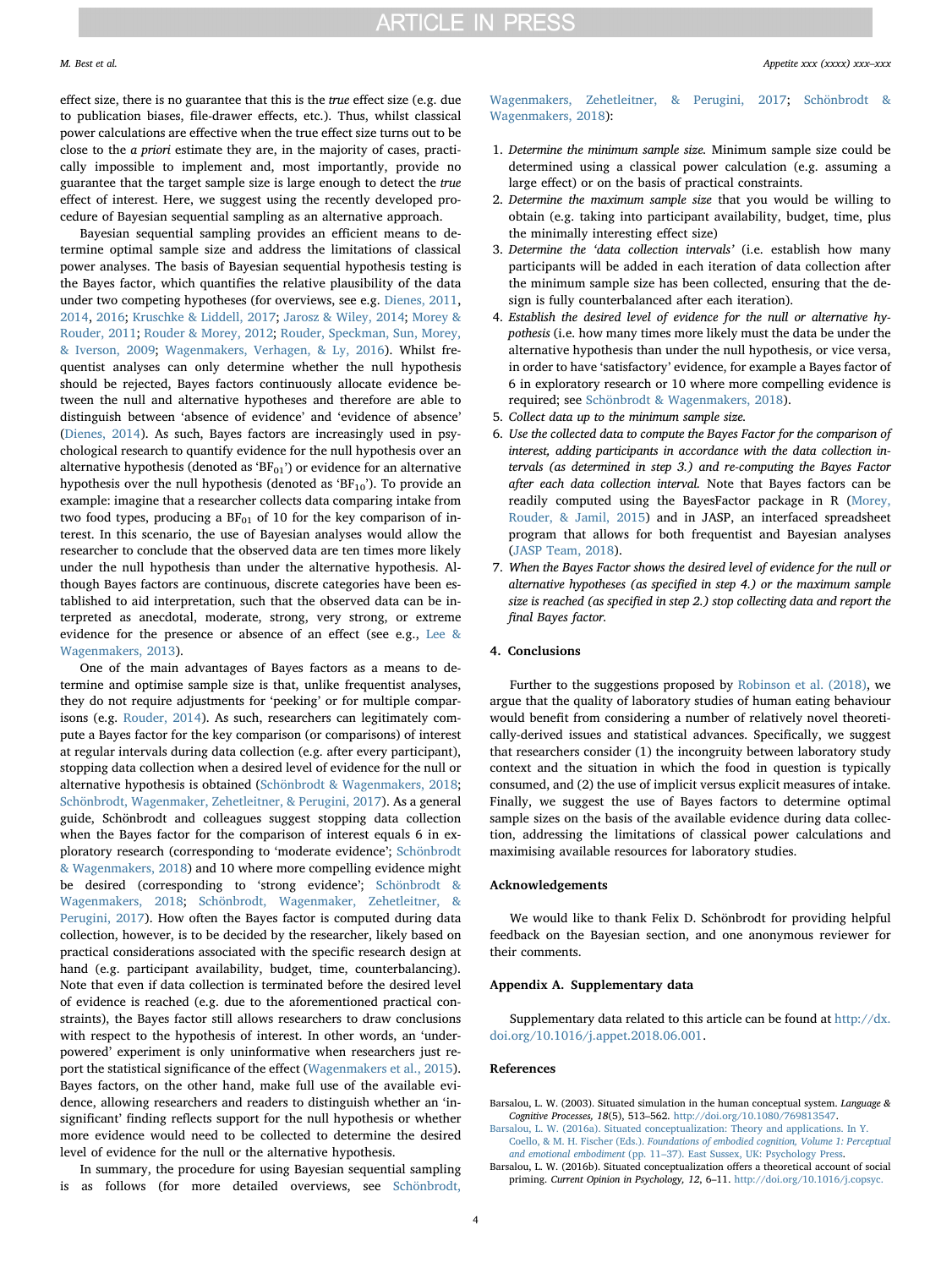effect size, there is no guarantee that this is the *true* effect size (e.g. due to publication biases, file-drawer effects, etc.). Thus, whilst classical power calculations are effective when the true effect size turns out to be close to the *a priori* estimate they are, in the majority of cases, practically impossible to implement and, most importantly, provide no guarantee that the target sample size is large enough to detect the *true* effect of interest. Here, we suggest using the recently developed procedure of Bayesian sequential sampling as an alternative approach.

Bayesian sequential sampling provides an efficient means to determine optimal sample size and address the limitations of classical power analyses. The basis of Bayesian sequential hypothesis testing is the Bayes factor, which quantifies the relative plausibility of the data under two competing hypotheses (for overviews, see e.g. Dienes, 2011, 2014, 2016; Kruschke & Liddell, 2017; Jarosz & Wiley, 2014; Morey & Rouder, 2011; Rouder & Morey, 2012; Rouder, Speckman, Sun, Morey, & Iverson, 2009; Wagenmakers, Verhagen, & Ly, 2016). Whilst frequentist analyses can only determine whether the null hypothesis should be rejected, Bayes factors continuously allocate evidence between the null and alternative hypotheses and therefore are able to distinguish between 'absence of evidence' and 'evidence of absence' (Dienes, 2014). As such, Bayes factors are increasingly used in psychological research to quantify evidence for the null hypothesis over an alternative hypothesis (denoted as '$BF_{01}$') or evidence for an alternative hypothesis over the null hypothesis (denoted as '$BF_{10}$'). To provide an example: imagine that a researcher collects data comparing intake from two food types, producing a $BF_{01}$ of 10 for the key comparison of interest. In this scenario, the use of Bayesian analyses would allow the researcher to conclude that the observed data are ten times more likely under the null hypothesis than under the alternative hypothesis. Although Bayes factors are continuous, discrete categories have been established to aid interpretation, such that the observed data can be interpreted as anecdotal, moderate, strong, very strong, or extreme evidence for the presence or absence of an effect (see e.g., Lee & Wagenmakers, 2013).

One of the main advantages of Bayes factors as a means to determine and optimise sample size is that, unlike frequentist analyses, they do not require adjustments for 'peeking' or for multiple comparisons (e.g. Rouder, 2014). As such, researchers can legitimately compute a Bayes factor for the key comparison (or comparisons) of interest at regular intervals during data collection (e.g. after every participant), stopping data collection when a desired level of evidence for the null or alternative hypothesis is obtained (Schönbrodt & Wagenmakers, 2018; Schönbrodt, Wagenmaker, Zehetleitner, & Perugini, 2017). As a general guide, Schönbrodt and colleagues suggest stopping data collection when the Bayes factor for the comparison of interest equals 6 in exploratory research (corresponding to 'moderate evidence'; Schönbrodt & Wagenmakers, 2018) and 10 where more compelling evidence might be desired (corresponding to 'strong evidence'; Schönbrodt & Wagenmakers, 2018; Schönbrodt, Wagenmaker, Zehetleitner, & Perugini, 2017). How often the Bayes factor is computed during data collection, however, is to be decided by the researcher, likely based on practical considerations associated with the specific research design at hand (e.g. participant availability, budget, time, counterbalancing). Note that even if data collection is terminated before the desired level of evidence is reached (e.g. due to the aforementioned practical constraints), the Bayes factor still allows researchers to draw conclusions with respect to the hypothesis of interest. In other words, an 'underpowered' experiment is only uninformative when researchers just report the statistical significance of the effect (Wagenmakers et al., 2015). Bayes factors, on the other hand, make full use of the available evidence, allowing researchers and readers to distinguish whether an 'insignificant' finding reflects support for the null hypothesis or whether more evidence would need to be collected to determine the desired level of evidence for the null or the alternative hypothesis.

In summary, the procedure for using Bayesian sequential sampling is as follows (for more detailed overviews, see Schönbrodt, Wagenmakers, Zehetleitner, & Perugini, 2017; Schönbrodt & Wagenmakers, 2018):

1. *Determine the minimum sample size.* Minimum sample size could be determined using a classical power calculation (e.g. assuming a large effect) or on the basis of practical constraints.
2. *Determine the maximum sample size* that you would be willing to obtain (e.g. taking into participant availability, budget, time, plus the minimally interesting effect size)
3. *Determine the 'data collection intervals'* (i.e. establish how many participants will be added in each iteration of data collection after the minimum sample size has been collected, ensuring that the design is fully counterbalanced after each iteration).
4. *Establish the desired level of evidence for the null or alternative hypothesis* (i.e. how many times more likely must the data be under the alternative hypothesis than under the null hypothesis, or vice versa, in order to have 'satisfactory' evidence, for example a Bayes factor of 6 in exploratory research or 10 where more compelling evidence is required; see Schönbrodt & Wagenmakers, 2018).
5. *Collect data up to the minimum sample size.*
6. *Use the collected data to compute the Bayes Factor for the comparison of interest, adding participants in accordance with the data collection intervals (as determined in step 3.) and re-computing the Bayes Factor after each data collection interval.* Note that Bayes factors can be readily computed using the BayesFactor package in R (Morey, Rouder, & Jamil, 2015) and in JASP, an interfaced spreadsheet program that allows for both frequentist and Bayesian analyses (JASP Team, 2018).
7. *When the Bayes Factor shows the desired level of evidence for the null or alternative hypotheses (as specified in step 4.) or the maximum sample size is reached (as specified in step 2.) stop collecting data and report the final Bayes factor.*

## 4. Conclusions

Further to the suggestions proposed by Robinson et al. (2018), we argue that the quality of laboratory studies of human eating behaviour would benefit from considering a number of relatively novel theoretically-derived issues and statistical advances. Specifically, we suggest that researchers consider (1) the incongruity between laboratory study context and the situation in which the food in question is typically consumed, and (2) the use of implicit versus explicit measures of intake. Finally, we suggest the use of Bayes factors to determine optimal sample sizes on the basis of the available evidence during data collection, addressing the limitations of classical power calculations and maximising available resources for laboratory studies.

## Acknowledgements

We would like to thank Felix D. Schönbrodt for providing helpful feedback on the Bayesian section, and one anonymous reviewer for their comments.

## Appendix A. Supplementary data

Supplementary data related to this article can be found at http://dx.doi.org/10.1016/j.appet.2018.06.001.

## References

Barsalou, L. W. (2003). Situated simulation in the human conceptual system. *Language & Cognitive Processes, 18*(5), 513–562. http://doi.org/10.1080/769813547.

Barsalou, L. W. (2016a). Situated conceptualization: Theory and applications. In Y. Coello, & M. H. Fischer (Eds.). *Foundations of embodied cognition, Volume 1: Perceptual and emotional embodiment* (pp. 11–37). East Sussex, UK: Psychology Press.

Barsalou, L. W. (2016b). Situated conceptualization offers a theoretical account of social priming. *Current Opinion in Psychology, 12*, 6–11. http://doi.org/10.1016/j.copsyc.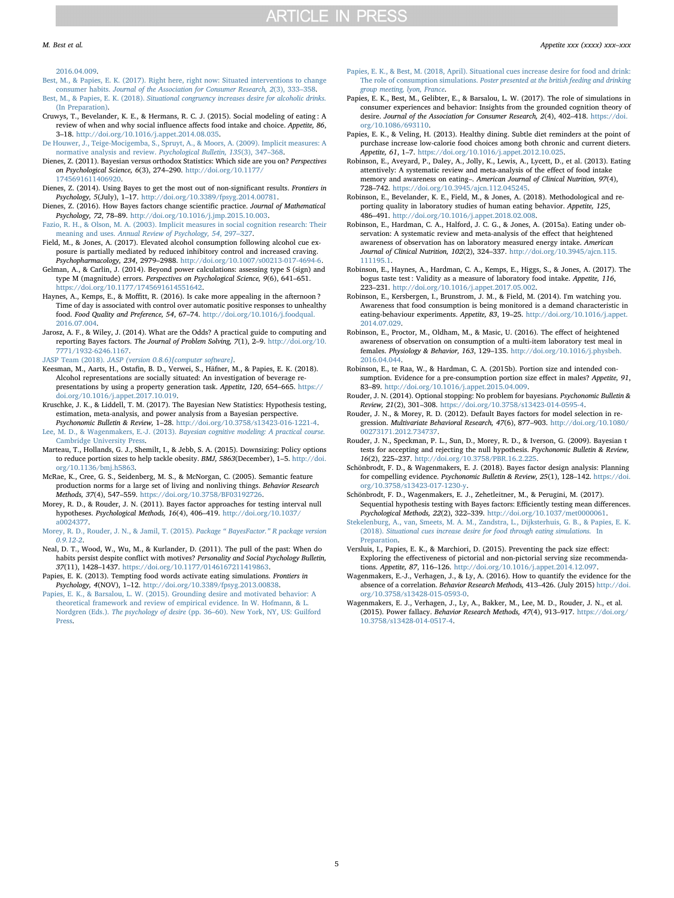2016.04.009.

Best, M., & Papies, E. K. (2017). Right here, right now: Situated interventions to change consumer habits. *Journal of the Association for Consumer Research, 2*(3), 333–358.

Best, M., & Papies, E. K. (2018). *Situational congruency increases desire for alcoholic drinks.* (In Preparation).

Cruwys, T., Bevelander, K. E., & Hermans, R. C. J. (2015). Social modeling of eating : A review of when and why social influence affects food intake and choice. *Appetite, 86*, 3–18. http://doi.org/10.1016/j.appet.2014.08.035.

De Houwer, J., Teige-Mocigemba, S., Spruyt, A., & Moors, A. (2009). Implicit measures: A normative analysis and review. *Psychological Bulletin, 135*(3), 347–368.

Dienes, Z. (2011). Bayesian versus orthodox Statistics: Which side are you on? *Perspectives on Psychological Science, 6*(3), 274–290. http://doi.org/10.1177/1745691611406920.

Dienes, Z. (2014). Using Bayes to get the most out of non-significant results. *Frontiers in Psychology, 5*(July), 1–17. http://doi.org/10.3389/fpsyg.2014.00781.

Dienes, Z. (2016). How Bayes factors change scientific practice. *Journal of Mathematical Psychology, 72*, 78–89. http://doi.org/10.1016/j.jmp.2015.10.003.

Fazio, R. H., & Olson, M. A. (2003). Implicit measures in social cognition research: Their meaning and uses. *Annual Review of Psychology, 54*, 297–327.

Field, M., & Jones, A. (2017). Elevated alcohol consumption following alcohol cue exposure is partially mediated by reduced inhibitory control and increased craving. *Psychopharmacology, 234*, 2979–2988. http://doi.org/10.1007/s00213-017-4694-6.

Gelman, A., & Carlin, J. (2014). Beyond power calculations: assessing type S (sign) and type M (magnitude) errors. *Perspectives on Psychological Science, 9*(6), 641–651. https://doi.org/10.1177/1745691614551642.

Haynes, A., Kemps, E., & Moffitt, R. (2016). Is cake more appealing in the afternoon ? Time of day is associated with control over automatic positive responses to unhealthy food. *Food Quality and Preference, 54*, 67–74. http://doi.org/10.1016/j.foodqual.2016.07.004.

Jarosz, A. F., & Wiley, J. (2014). What are the Odds? A practical guide to computing and reporting Bayes factors. *The Journal of Problem Solving, 7*(1), 2–9. http://doi.org/10.7771/1932-6246.1167.

JASP Team (2018). *JASP (version 0.8.6)[computer software]*.

Keesman, M., Aarts, H., Ostafin, B. D., Verwei, S., Häfner, M., & Papies, E. K. (2018). Alcohol representations are socially situated: An investigation of beverage representations by using a property generation task. *Appetite, 120*, 654–665. https://doi.org/10.1016/j.appet.2017.10.019.

Kruschke, J. K., & Liddell, T. M. (2017). The Bayesian New Statistics: Hypothesis testing, estimation, meta-analysis, and power analysis from a Bayesian perspective. *Psychonomic Bulletin & Review*, 1–28. http://doi.org/10.3758/s13423-016-1221-4.

Lee, M. D., & Wagenmakers, E.-J. (2013). *Bayesian cognitive modeling: A practical course.* Cambridge University Press.

Marteau, T., Hollands, G. J., Shemilt, I., & Jebb, S. A. (2015). Downsizing: Policy options to reduce portion sizes to help tackle obesity. *BMJ, 5863*(December), 1–5. http://doi.org/10.1136/bmj.h5863.

McRae, K., Cree, G. S., Seidenberg, M. S., & McNorgan, C. (2005). Semantic feature production norms for a large set of living and nonliving things. *Behavior Research Methods, 37*(4), 547–559. https://doi.org/10.3758/BF03192726.

Morey, R. D., & Rouder, J. N. (2011). Bayes factor approaches for testing interval null hypotheses. *Psychological Methods, 16*(4), 406–419. http://doi.org/10.1037/a0024377.

Morey, R. D., Rouder, J. N., & Jamil, T. (2015). *Package " BayesFactor." R package version 0.9.12-2*.

Neal, D. T., Wood, W., Wu, M., & Kurlander, D. (2011). The pull of the past: When do habits persist despite conflict with motives? *Personality and Social Psychology Bulletin, 37*(11), 1428–1437. https://doi.org/10.1177/0146167211419863.

Papies, E. K. (2013). Tempting food words activate eating simulations. *Frontiers in Psychology, 4*(NOV), 1–12. http://doi.org/10.3389/fpsyg.2013.00838.

Papies, E. K., & Barsalou, L. W. (2015). Grounding desire and motivated behavior: A theoretical framework and review of empirical evidence. In W. Hofmann, & L. Nordgren (Eds.). *The psychology of desire* (pp. 36–60). New York, NY, US: Guilford Press.

Papies, E. K., & Best, M. (2018, April). Situational cues increase desire for food and drink: The role of consumption simulations. *Poster presented at the british feeding and drinking group meeting, lyon, France*.

Papies, E. K., Best, M., Gelibter, E., & Barsalou, L. W. (2017). The role of simulations in consumer experiences and behavior: Insights from the grounded cognition theory of desire. *Journal of the Association for Consumer Research, 2*(4), 402–418. https://doi.org/10.1086/693110.

Papies, E. K., & Veling, H. (2013). Healthy dining. Subtle diet reminders at the point of purchase increase low-calorie food choices among both chronic and current dieters. *Appetite, 61*, 1–7. https://doi.org/10.1016/j.appet.2012.10.025.

Robinson, E., Aveyard, P., Daley, A., Jolly, K., Lewis, A., Lycett, D., et al. (2013). Eating attentively: A systematic review and meta-analysis of the effect of food intake memory and awareness on eating–. *American Journal of Clinical Nutrition, 97*(4), 728–742. https://doi.org/10.3945/ajcn.112.045245.

Robinson, E., Bevelander, K. E., Field, M., & Jones, A. (2018). Methodological and reporting quality in laboratory studies of human eating behavior. *Appetite, 125*, 486–491. http://doi.org/10.1016/j.appet.2018.02.008.

Robinson, E., Hardman, C. A., Halford, J. C. G., & Jones, A. (2015a). Eating under observation: A systematic review and meta-analysis of the effect that heightened awareness of observation has on laboratory measured energy intake. *American Journal of Clinical Nutrition, 102*(2), 324–337. http://doi.org/10.3945/ajcn.115.111195.1.

Robinson, E., Haynes, A., Hardman, C. A., Kemps, E., Higgs, S., & Jones, A. (2017). The bogus taste test : Validity as a measure of laboratory food intake. *Appetite, 116*, 223–231. http://doi.org/10.1016/j.appet.2017.05.002.

Robinson, E., Kersbergen, I., Brunstrom, J. M., & Field, M. (2014). I'm watching you. Awareness that food consumption is being monitored is a demand characteristic in eating-behaviour experiments. *Appetite, 83*, 19–25. http://doi.org/10.1016/j.appet.2014.07.029.

Robinson, E., Proctor, M., Oldham, M., & Masic, U. (2016). The effect of heightened awareness of observation on consumption of a multi-item laboratory test meal in females. *Physiology & Behavior, 163*, 129–135. http://doi.org/10.1016/j.physbeh.2016.04.044.

Robinson, E., te Raa, W., & Hardman, C. A. (2015b). Portion size and intended consumption. Evidence for a pre-consumption portion size effect in males? *Appetite, 91*, 83–89. http://doi.org/10.1016/j.appet.2015.04.009.

Rouder, J. N. (2014). Optional stopping: No problem for bayesians. *Psychonomic Bulletin & Review, 21*(2), 301–308. https://doi.org/10.3758/s13423-014-0595-4.

Rouder, J. N., & Morey, R. D. (2012). Default Bayes factors for model selection in regression. *Multivariate Behavioral Research, 47*(6), 877–903. http://doi.org/10.1080/00273171.2012.734737.

Rouder, J. N., Speckman, P. L., Sun, D., Morey, R. D., & Iverson, G. (2009). Bayesian t tests for accepting and rejecting the null hypothesis. *Psychonomic Bulletin & Review, 16*(2), 225–237. http://doi.org/10.3758/PBR.16.2.225.

Schönbrodt, F. D., & Wagenmakers, E. J. (2018). Bayes factor design analysis: Planning for compelling evidence. *Psychonomic Bulletin & Review, 25*(1), 128–142. https://doi.org/10.3758/s13423-017-1230-y.

Schönbrodt, F. D., Wagenmakers, E. J., Zehetleitner, M., & Perugini, M. (2017). Sequential hypothesis testing with Bayes factors: Efficiently testing mean differences. *Psychological Methods, 22*(2), 322–339. http://doi.org/10.1037/met0000061.

Stekelenburg, A., van, Smeets, M. A. M., Zandstra, L., Dijksterhuis, G. B., & Papies, E. K. (2018). *Situational cues increase desire for food through eating simulations.* In Preparation.

Versluis, I., Papies, E. K., & Marchiori, D. (2015). Preventing the pack size effect: Exploring the effectiveness of pictorial and non-pictorial serving size recommendations. *Appetite, 87*, 116–126. http://doi.org/10.1016/j.appet.2014.12.097.

Wagenmakers, E.-J., Verhagen, J., & Ly, A. (2016). How to quantify the evidence for the absence of a correlation. *Behavior Research Methods*, 413–426. (July 2015) http://doi.org/10.3758/s13428-015-0593-0.

Wagenmakers, E. J., Verhagen, J., Ly, A., Bakker, M., Lee, M. D., Rouder, J. N., et al. (2015). Power fallacy. *Behavior Research Methods, 47*(4), 913–917. https://doi.org/10.3758/s13428-014-0517-4.